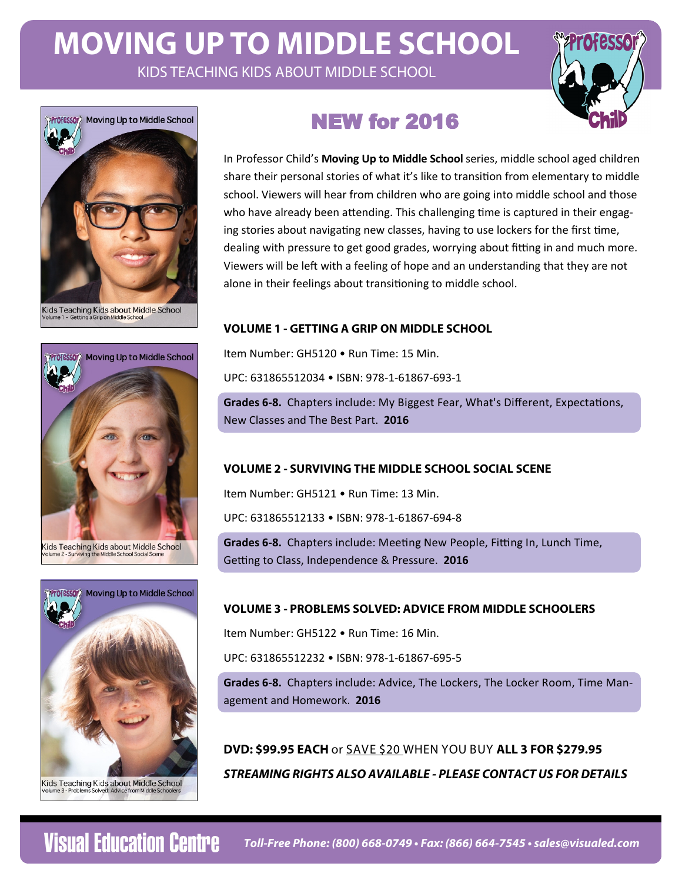# MOVING UP TO MIDDLE SCHOOL

KIDS TEACHING KIDS ABOUT MIDDLE SCHOOL

Professor Child

Professor Moving Up to Middle School Child

Kids Teaching Kids about Middle School
Volume 1 – Getting a Grip on Middle School

Professor Moving Up to Middle School Child

Kids Teaching Kids about Middle School
Volume 2 - Surviving the Middle School Social Scene

Professor Moving Up to Middle School Child

Kids Teaching Kids about Middle School
Volume 3 - Problems Solved: Advice from Middle Schoolers

## NEW for 2016

In Professor Child's **Moving Up to Middle School** series, middle school aged children share their personal stories of what it's like to transition from elementary to middle school. Viewers will hear from children who are going into middle school and those who have already been attending. This challenging time is captured in their engaging stories about navigating new classes, having to use lockers for the first time, dealing with pressure to get good grades, worrying about fitting in and much more. Viewers will be left with a feeling of hope and an understanding that they are not alone in their feelings about transitioning to middle school.

### VOLUME 1 - GETTING A GRIP ON MIDDLE SCHOOL

Item Number: GH5120 • Run Time: 15 Min.

UPC: 631865512034 • ISBN: 978-1-61867-693-1

**Grades 6-8.** Chapters include: My Biggest Fear, What's Different, Expectations, New Classes and The Best Part. **2016**

### VOLUME 2 - SURVIVING THE MIDDLE SCHOOL SOCIAL SCENE

Item Number: GH5121 • Run Time: 13 Min.

UPC: 631865512133 • ISBN: 978-1-61867-694-8

**Grades 6-8.** Chapters include: Meeting New People, Fitting In, Lunch Time, Getting to Class, Independence & Pressure. **2016**

### VOLUME 3 - PROBLEMS SOLVED: ADVICE FROM MIDDLE SCHOOLERS

Item Number: GH5122 • Run Time: 16 Min.

UPC: 631865512232 • ISBN: 978-1-61867-695-5

**Grades 6-8.** Chapters include: Advice, The Lockers, The Locker Room, Time Management and Homework. **2016**

**DVD: $99.95 EACH** or SAVE $20 WHEN YOU BUY **ALL 3 FOR $279.95**

***STREAMING RIGHTS ALSO AVAILABLE - PLEASE CONTACT US FOR DETAILS***

Visual Education Centre *Toll-Free Phone: (800) 668-0749 • Fax: (866) 664-7545 • sales@visualed.com*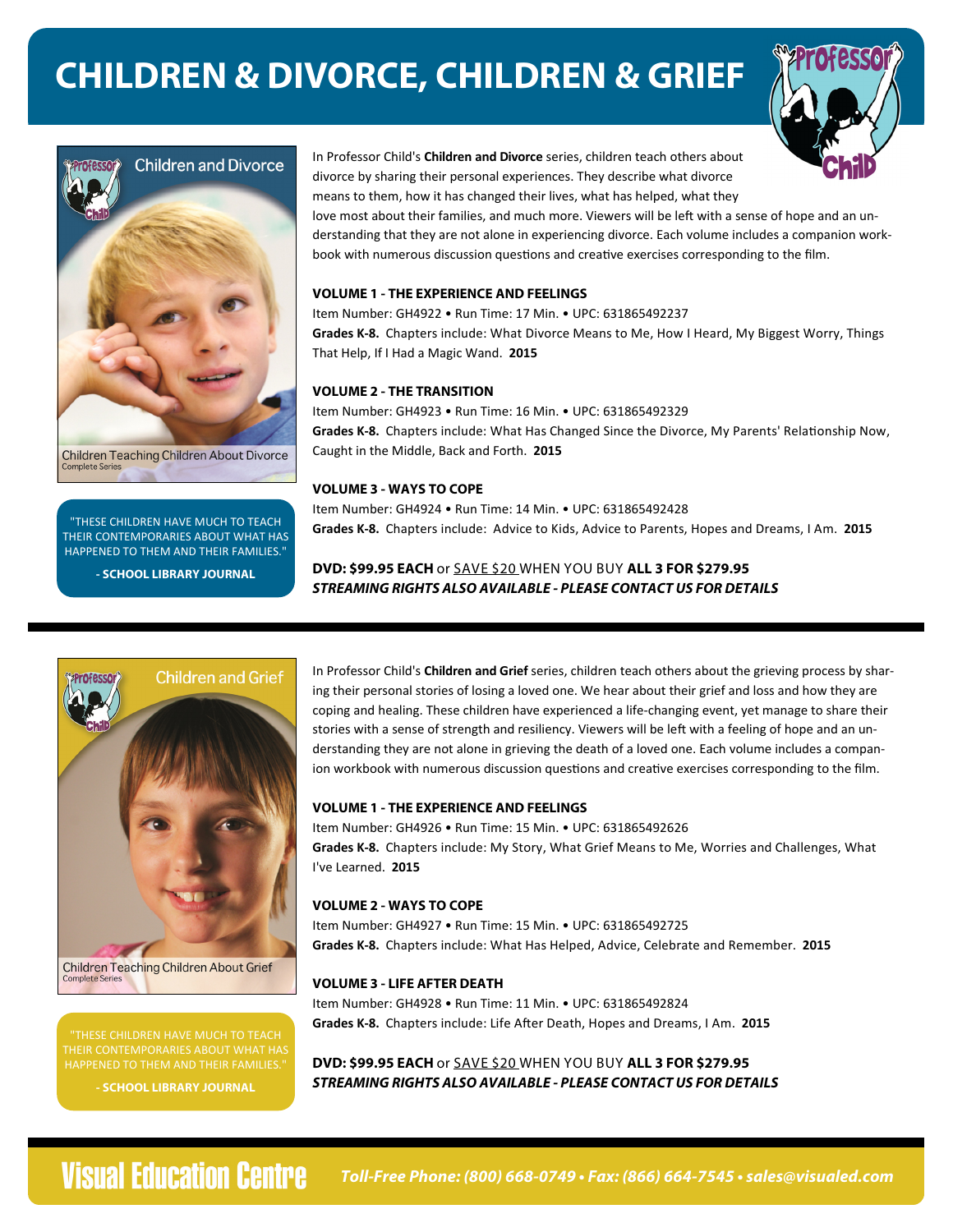# CHILDREN & DIVORCE, CHILDREN & GRIEF

Children and Divorce

Children Teaching Children About Divorce
Complete Series

"THESE CHILDREN HAVE MUCH TO TEACH THEIR CONTEMPORARIES ABOUT WHAT HAS HAPPENED TO THEM AND THEIR FAMILIES."

**- SCHOOL LIBRARY JOURNAL**

In Professor Child's **Children and Divorce** series, children teach others about divorce by sharing their personal experiences. They describe what divorce means to them, how it has changed their lives, what has helped, what they love most about their families, and much more. Viewers will be left with a sense of hope and an understanding that they are not alone in experiencing divorce. Each volume includes a companion workbook with numerous discussion questions and creative exercises corresponding to the film.

**VOLUME 1 - THE EXPERIENCE AND FEELINGS**

Item Number: GH4922 • Run Time: 17 Min. • UPC: 631865492237

**Grades K-8.** Chapters include: What Divorce Means to Me, How I Heard, My Biggest Worry, Things That Help, If I Had a Magic Wand. **2015**

**VOLUME 2 - THE TRANSITION**

Item Number: GH4923 • Run Time: 16 Min. • UPC: 631865492329

**Grades K-8.** Chapters include: What Has Changed Since the Divorce, My Parents' Relationship Now, Caught in the Middle, Back and Forth. **2015**

**VOLUME 3 - WAYS TO COPE**

Item Number: GH4924 • Run Time: 14 Min. • UPC: 631865492428

**Grades K-8.** Chapters include: Advice to Kids, Advice to Parents, Hopes and Dreams, I Am. **2015**

**DVD: $99.95 EACH** or SAVE $20 WHEN YOU BUY **ALL 3 FOR $279.95**

***STREAMING RIGHTS ALSO AVAILABLE - PLEASE CONTACT US FOR DETAILS***

---

Children and Grief

Children Teaching Children About Grief
Complete Series

"THESE CHILDREN HAVE MUCH TO TEACH THEIR CONTEMPORARIES ABOUT WHAT HAS HAPPENED TO THEM AND THEIR FAMILIES."

**- SCHOOL LIBRARY JOURNAL**

In Professor Child's **Children and Grief** series, children teach others about the grieving process by sharing their personal stories of losing a loved one. We hear about their grief and loss and how they are coping and healing. These children have experienced a life-changing event, yet manage to share their stories with a sense of strength and resiliency. Viewers will be left with a feeling of hope and an understanding they are not alone in grieving the death of a loved one. Each volume includes a companion workbook with numerous discussion questions and creative exercises corresponding to the film.

**VOLUME 1 - THE EXPERIENCE AND FEELINGS**

Item Number: GH4926 • Run Time: 15 Min. • UPC: 631865492626

**Grades K-8.** Chapters include: My Story, What Grief Means to Me, Worries and Challenges, What I've Learned. **2015**

**VOLUME 2 - WAYS TO COPE**

Item Number: GH4927 • Run Time: 15 Min. • UPC: 631865492725

**Grades K-8.** Chapters include: What Has Helped, Advice, Celebrate and Remember. **2015**

**VOLUME 3 - LIFE AFTER DEATH**

Item Number: GH4928 • Run Time: 11 Min. • UPC: 631865492824

**Grades K-8.** Chapters include: Life After Death, Hopes and Dreams, I Am. **2015**

**DVD: $99.95 EACH** or SAVE $20 WHEN YOU BUY **ALL 3 FOR $279.95**

***STREAMING RIGHTS ALSO AVAILABLE - PLEASE CONTACT US FOR DETAILS***

Visual Education Centre

***Toll-Free Phone: (800) 668-0749 • Fax: (866) 664-7545 • sales@visualed.com***